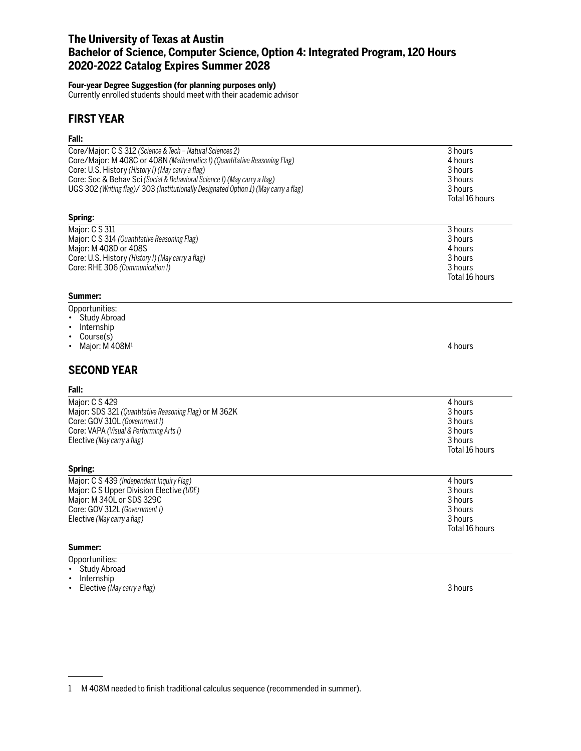# The University of Texas at Austin
# Bachelor of Science, Computer Science, Option 4: Integrated Program, 120 Hours
# 2020-2022 Catalog Expires Summer 2028

**Four-year Degree Suggestion (for planning purposes only)**
Currently enrolled students should meet with their academic advisor

## FIRST YEAR

### Fall:

| | |
|---|---|
| Core/Major: C S 312 *(Science & Tech – Natural Sciences 2)* | 3 hours |
| Core/Major: M 408C or 408N *(Mathematics I) (Quantitative Reasoning Flag)* | 4 hours |
| Core: U.S. History *(History I) (May carry a flag)* | 3 hours |
| Core: Soc & Behav Sci *(Social & Behavioral Science I) (May carry a flag)* | 3 hours |
| UGS 302 *(Writing flag)*/ 303 *(Institutionally Designated Option 1) (May carry a flag)* | 3 hours |
| | Total 16 hours |

### Spring:

| | |
|---|---|
| Major: C S 311 | 3 hours |
| Major: C S 314 *(Quantitative Reasoning Flag)* | 3 hours |
| Major: M 408D or 408S | 4 hours |
| Core: U.S. History *(History I) (May carry a flag)* | 3 hours |
| Core: RHE 306 *(Communication I)* | 3 hours |
| | Total 16 hours |

### Summer:

Opportunities:
- Study Abroad
- Internship
- Course(s)
- Major: M 408M[1] — 4 hours

## SECOND YEAR

### Fall:

| | |
|---|---|
| Major: C S 429 | 4 hours |
| Major: SDS 321 *(Quantitative Reasoning Flag)* or M 362K | 3 hours |
| Core: GOV 310L *(Government I)* | 3 hours |
| Core: VAPA *(Visual & Performing Arts I)* | 3 hours |
| Elective *(May carry a flag)* | 3 hours |
| | Total 16 hours |

### Spring:

| | |
|---|---|
| Major: C S 439 *(Independent Inquiry Flag)* | 4 hours |
| Major: C S Upper Division Elective *(UDE)* | 3 hours |
| Major: M 340L or SDS 329C | 3 hours |
| Core: GOV 312L *(Government I)* | 3 hours |
| Elective *(May carry a flag)* | 3 hours |
| | Total 16 hours |

### Summer:

Opportunities:
- Study Abroad
- Internship
- Elective *(May carry a flag)* — 3 hours

---

1 M 408M needed to finish traditional calculus sequence (recommended in summer).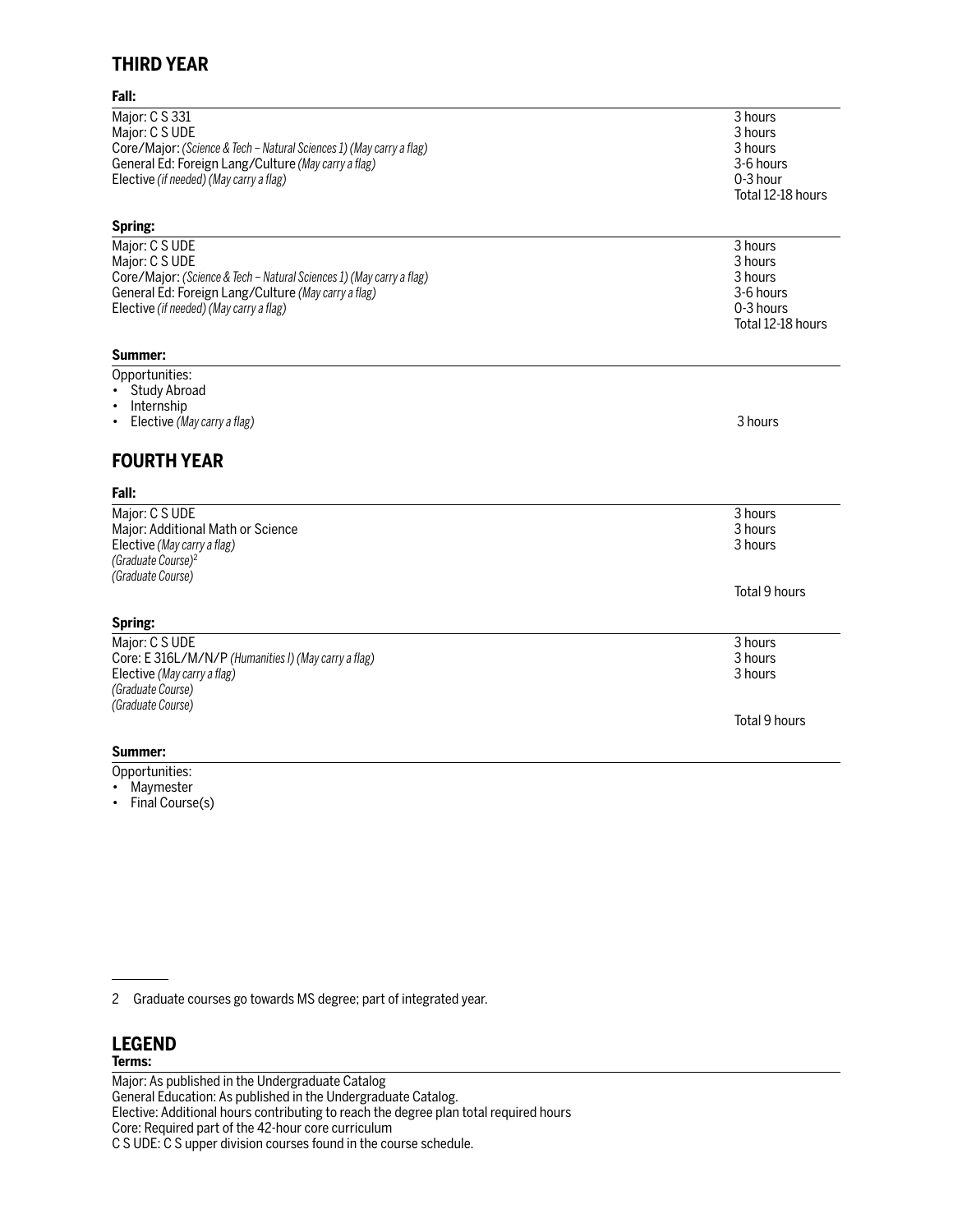## THIRD YEAR

**Fall:**

| | |
|---|---|
| Major: C S 331 | 3 hours |
| Major: C S UDE | 3 hours |
| Core/Major: *(Science & Tech – Natural Sciences 1) (May carry a flag)* | 3 hours |
| General Ed: Foreign Lang/Culture *(May carry a flag)* | 3-6 hours |
| Elective *(if needed) (May carry a flag)* | 0-3 hour |
| | Total 12-18 hours |

**Spring:**

| | |
|---|---|
| Major: C S UDE | 3 hours |
| Major: C S UDE | 3 hours |
| Core/Major: *(Science & Tech – Natural Sciences 1) (May carry a flag)* | 3 hours |
| General Ed: Foreign Lang/Culture *(May carry a flag)* | 3-6 hours |
| Elective *(if needed) (May carry a flag)* | 0-3 hours |
| | Total 12-18 hours |

**Summer:**

Opportunities:

- Study Abroad
- Internship
- Elective *(May carry a flag)* — 3 hours

## FOURTH YEAR

**Fall:**

| | |
|---|---|
| Major: C S UDE | 3 hours |
| Major: Additional Math or Science | 3 hours |
| Elective *(May carry a flag)* | 3 hours |
| *(Graduate Course)*[2] | |
| *(Graduate Course)* | |
| | Total 9 hours |

**Spring:**

| | |
|---|---|
| Major: C S UDE | 3 hours |
| Core: E 316L/M/N/P *(Humanities I) (May carry a flag)* | 3 hours |
| Elective *(May carry a flag)* | 3 hours |
| *(Graduate Course)* | |
| *(Graduate Course)* | |
| | Total 9 hours |

**Summer:**

Opportunities:

- Maymester
- Final Course(s)

2 Graduate courses go towards MS degree; part of integrated year.

## LEGEND

**Terms:**

Major: As published in the Undergraduate Catalog
General Education: As published in the Undergraduate Catalog.
Elective: Additional hours contributing to reach the degree plan total required hours
Core: Required part of the 42-hour core curriculum
C S UDE: C S upper division courses found in the course schedule.